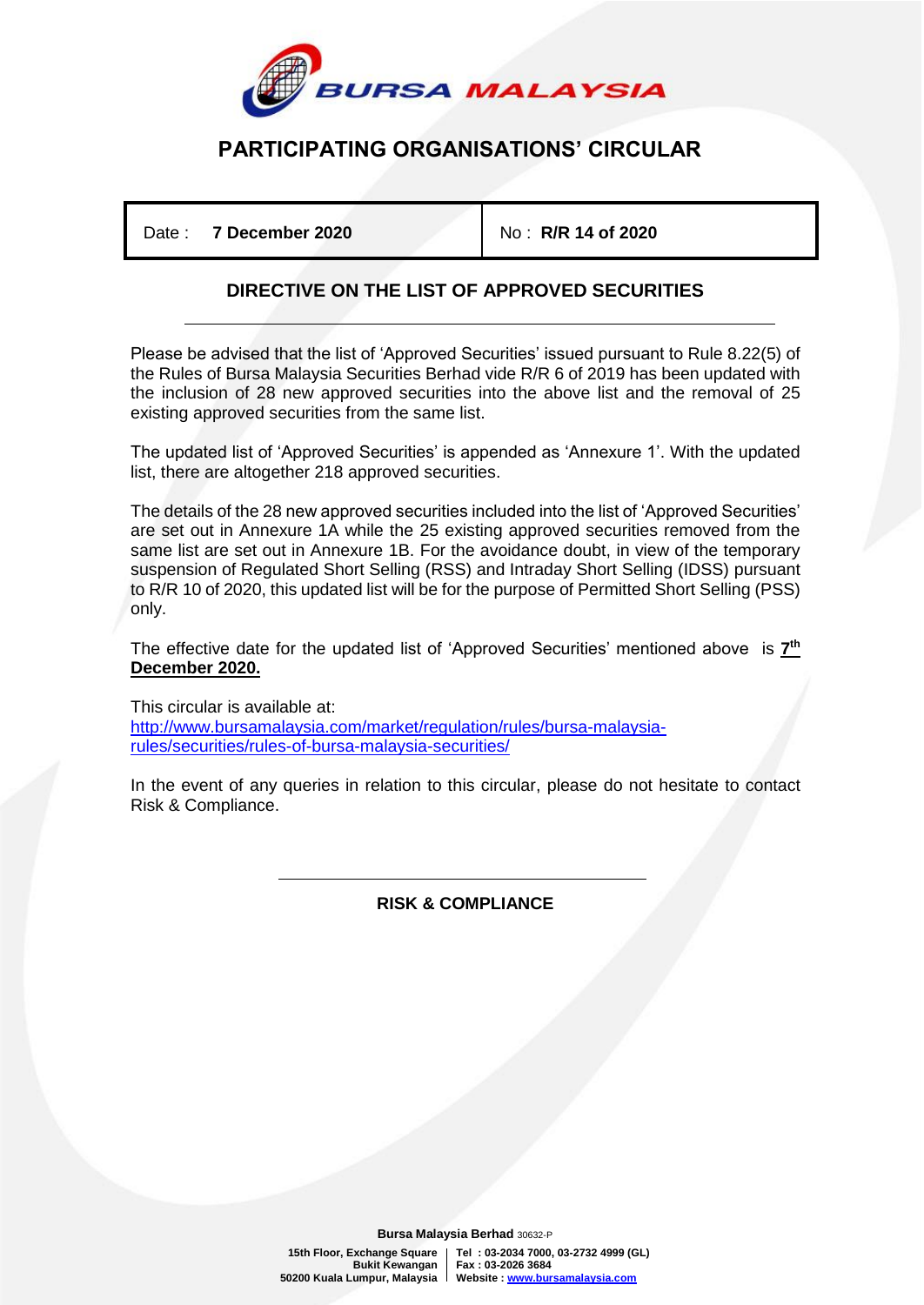# PARTICIPATING ORGANISATIONS' CIRCULAR

| Date : **7 December 2020** | No : **R/R 14 of 2020** |
|---|---|

## DIRECTIVE ON THE LIST OF APPROVED SECURITIES

Please be advised that the list of 'Approved Securities' issued pursuant to Rule 8.22(5) of the Rules of Bursa Malaysia Securities Berhad vide R/R 6 of 2019 has been updated with the inclusion of 28 new approved securities into the above list and the removal of 25 existing approved securities from the same list.

The updated list of 'Approved Securities' is appended as 'Annexure 1'. With the updated list, there are altogether 218 approved securities.

The details of the 28 new approved securities included into the list of 'Approved Securities' are set out in Annexure 1A while the 25 existing approved securities removed from the same list are set out in Annexure 1B. For the avoidance doubt, in view of the temporary suspension of Regulated Short Selling (RSS) and Intraday Short Selling (IDSS) pursuant to R/R 10 of 2020, this updated list will be for the purpose of Permitted Short Selling (PSS) only.

The effective date for the updated list of 'Approved Securities' mentioned above is **7th December 2020.**

This circular is available at:
http://www.bursamalaysia.com/market/regulation/rules/bursa-malaysia-rules/securities/rules-of-bursa-malaysia-securities/

In the event of any queries in relation to this circular, please do not hesitate to contact Risk & Compliance.

**RISK & COMPLIANCE**

**Bursa Malaysia Berhad** 30632-P

**15th Floor, Exchange Square, Bukit Kewangan, 50200 Kuala Lumpur, Malaysia** | **Tel : 03-2034 7000, 03-2732 4999 (GL), Fax : 03-2026 3684, Website : www.bursamalaysia.com**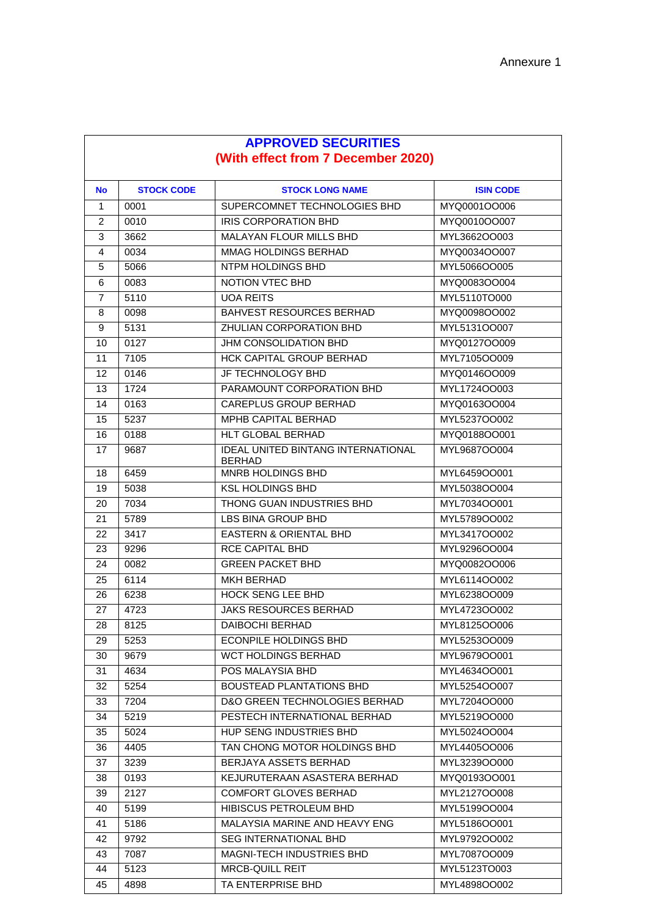Annexure 1

| APPROVED SECURITIES (With effect from 7 December 2020) | | | |
|---|---|---|---|
| **No** | **STOCK CODE** | **STOCK LONG NAME** | **ISIN CODE** |
| 1 | 0001 | SUPERCOMNET TECHNOLOGIES BHD | MYQ0001OO006 |
| 2 | 0010 | IRIS CORPORATION BHD | MYQ0010OO007 |
| 3 | 3662 | MALAYAN FLOUR MILLS BHD | MYL3662OO003 |
| 4 | 0034 | MMAG HOLDINGS BERHAD | MYQ0034OO007 |
| 5 | 5066 | NTPM HOLDINGS BHD | MYL5066OO005 |
| 6 | 0083 | NOTION VTEC BHD | MYQ0083OO004 |
| 7 | 5110 | UOA REITS | MYL5110TO000 |
| 8 | 0098 | BAHVEST RESOURCES BERHAD | MYQ0098OO002 |
| 9 | 5131 | ZHULIAN CORPORATION BHD | MYL5131OO007 |
| 10 | 0127 | JHM CONSOLIDATION BHD | MYQ0127OO009 |
| 11 | 7105 | HCK CAPITAL GROUP BERHAD | MYL7105OO009 |
| 12 | 0146 | JF TECHNOLOGY BHD | MYQ0146OO009 |
| 13 | 1724 | PARAMOUNT CORPORATION BHD | MYL1724OO003 |
| 14 | 0163 | CAREPLUS GROUP BERHAD | MYQ0163OO004 |
| 15 | 5237 | MPHB CAPITAL BERHAD | MYL5237OO002 |
| 16 | 0188 | HLT GLOBAL BERHAD | MYQ0188OO001 |
| 17 | 9687 | IDEAL UNITED BINTANG INTERNATIONAL BERHAD | MYL9687OO004 |
| 18 | 6459 | MNRB HOLDINGS BHD | MYL6459OO001 |
| 19 | 5038 | KSL HOLDINGS BHD | MYL5038OO004 |
| 20 | 7034 | THONG GUAN INDUSTRIES BHD | MYL7034OO001 |
| 21 | 5789 | LBS BINA GROUP BHD | MYL5789OO002 |
| 22 | 3417 | EASTERN & ORIENTAL BHD | MYL3417OO002 |
| 23 | 9296 | RCE CAPITAL BHD | MYL9296OO004 |
| 24 | 0082 | GREEN PACKET BHD | MYQ0082OO006 |
| 25 | 6114 | MKH BERHAD | MYL6114OO002 |
| 26 | 6238 | HOCK SENG LEE BHD | MYL6238OO009 |
| 27 | 4723 | JAKS RESOURCES BERHAD | MYL4723OO002 |
| 28 | 8125 | DAIBOCHI BERHAD | MYL8125OO006 |
| 29 | 5253 | ECONPILE HOLDINGS BHD | MYL5253OO009 |
| 30 | 9679 | WCT HOLDINGS BERHAD | MYL9679OO001 |
| 31 | 4634 | POS MALAYSIA BHD | MYL4634OO001 |
| 32 | 5254 | BOUSTEAD PLANTATIONS BHD | MYL5254OO007 |
| 33 | 7204 | D&O GREEN TECHNOLOGIES BERHAD | MYL7204OO000 |
| 34 | 5219 | PESTECH INTERNATIONAL BERHAD | MYL5219OO000 |
| 35 | 5024 | HUP SENG INDUSTRIES BHD | MYL5024OO004 |
| 36 | 4405 | TAN CHONG MOTOR HOLDINGS BHD | MYL4405OO006 |
| 37 | 3239 | BERJAYA ASSETS BERHAD | MYL3239OO000 |
| 38 | 0193 | KEJURUTERAAN ASASTERA BERHAD | MYQ0193OO001 |
| 39 | 2127 | COMFORT GLOVES BERHAD | MYL2127OO008 |
| 40 | 5199 | HIBISCUS PETROLEUM BHD | MYL5199OO004 |
| 41 | 5186 | MALAYSIA MARINE AND HEAVY ENG | MYL5186OO001 |
| 42 | 9792 | SEG INTERNATIONAL BHD | MYL9792OO002 |
| 43 | 7087 | MAGNI-TECH INDUSTRIES BHD | MYL7087OO009 |
| 44 | 5123 | MRCB-QUILL REIT | MYL5123TO003 |
| 45 | 4898 | TA ENTERPRISE BHD | MYL4898OO002 |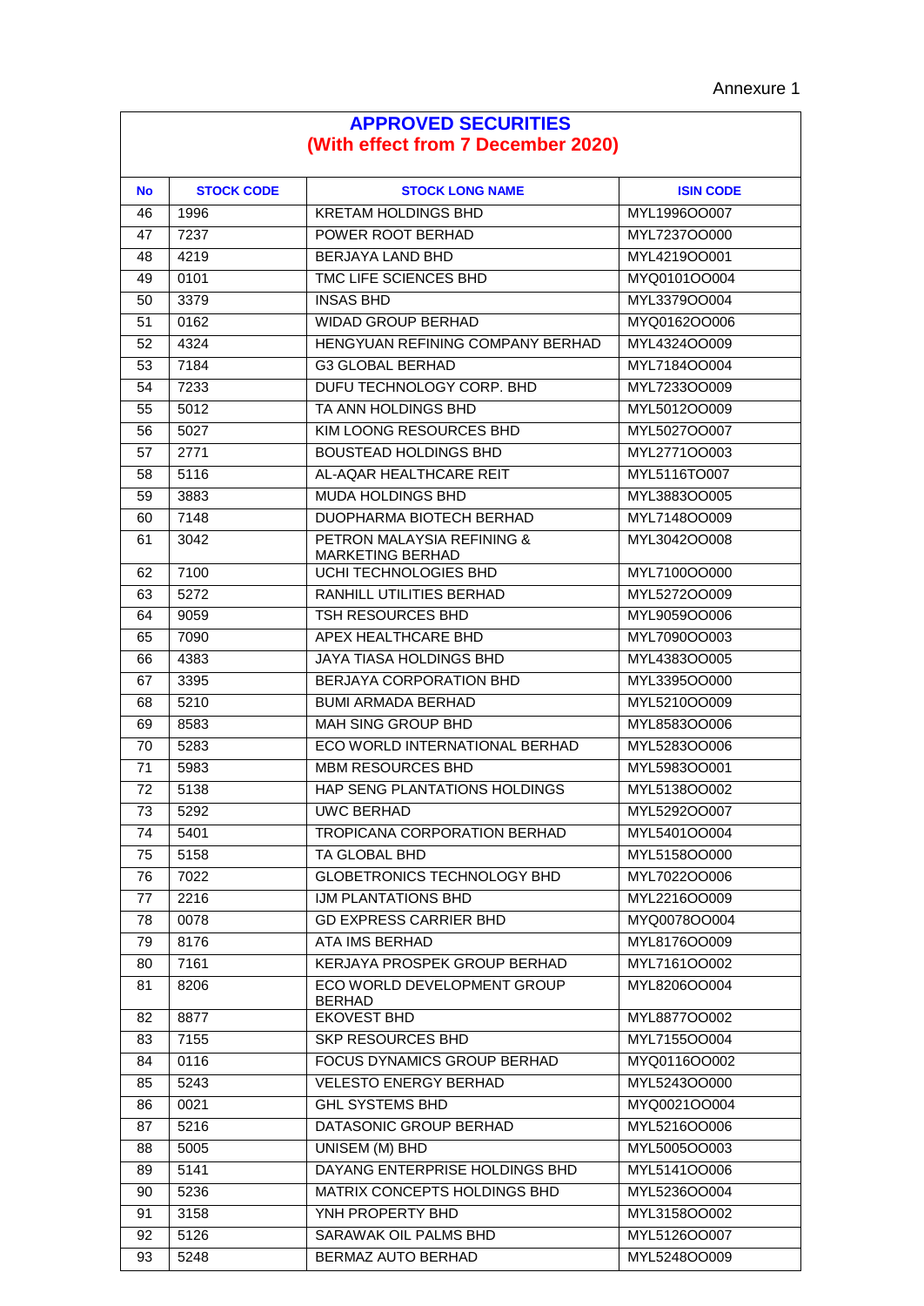Annexure 1

| APPROVED SECURITIES (With effect from 7 December 2020) | | | |
|---|---|---|---|
| **No** | **STOCK CODE** | **STOCK LONG NAME** | **ISIN CODE** |
| 46 | 1996 | KRETAM HOLDINGS BHD | MYL1996OO007 |
| 47 | 7237 | POWER ROOT BERHAD | MYL7237OO000 |
| 48 | 4219 | BERJAYA LAND BHD | MYL4219OO001 |
| 49 | 0101 | TMC LIFE SCIENCES BHD | MYQ0101OO004 |
| 50 | 3379 | INSAS BHD | MYL3379OO004 |
| 51 | 0162 | WIDAD GROUP BERHAD | MYQ0162OO006 |
| 52 | 4324 | HENGYUAN REFINING COMPANY BERHAD | MYL4324OO009 |
| 53 | 7184 | G3 GLOBAL BERHAD | MYL7184OO004 |
| 54 | 7233 | DUFU TECHNOLOGY CORP. BHD | MYL7233OO009 |
| 55 | 5012 | TA ANN HOLDINGS BHD | MYL5012OO009 |
| 56 | 5027 | KIM LOONG RESOURCES BHD | MYL5027OO007 |
| 57 | 2771 | BOUSTEAD HOLDINGS BHD | MYL2771OO003 |
| 58 | 5116 | AL-AQAR HEALTHCARE REIT | MYL5116TO007 |
| 59 | 3883 | MUDA HOLDINGS BHD | MYL3883OO005 |
| 60 | 7148 | DUOPHARMA BIOTECH BERHAD | MYL7148OO009 |
| 61 | 3042 | PETRON MALAYSIA REFINING & MARKETING BERHAD | MYL3042OO008 |
| 62 | 7100 | UCHI TECHNOLOGIES BHD | MYL7100OO000 |
| 63 | 5272 | RANHILL UTILITIES BERHAD | MYL5272OO009 |
| 64 | 9059 | TSH RESOURCES BHD | MYL9059OO006 |
| 65 | 7090 | APEX HEALTHCARE BHD | MYL7090OO003 |
| 66 | 4383 | JAYA TIASA HOLDINGS BHD | MYL4383OO005 |
| 67 | 3395 | BERJAYA CORPORATION BHD | MYL3395OO000 |
| 68 | 5210 | BUMI ARMADA BERHAD | MYL5210OO009 |
| 69 | 8583 | MAH SING GROUP BHD | MYL8583OO006 |
| 70 | 5283 | ECO WORLD INTERNATIONAL BERHAD | MYL5283OO006 |
| 71 | 5983 | MBM RESOURCES BHD | MYL5983OO001 |
| 72 | 5138 | HAP SENG PLANTATIONS HOLDINGS | MYL5138OO002 |
| 73 | 5292 | UWC BERHAD | MYL5292OO007 |
| 74 | 5401 | TROPICANA CORPORATION BERHAD | MYL5401OO004 |
| 75 | 5158 | TA GLOBAL BHD | MYL5158OO000 |
| 76 | 7022 | GLOBETRONICS TECHNOLOGY BHD | MYL7022OO006 |
| 77 | 2216 | IJM PLANTATIONS BHD | MYL2216OO009 |
| 78 | 0078 | GD EXPRESS CARRIER BHD | MYQ0078OO004 |
| 79 | 8176 | ATA IMS BERHAD | MYL8176OO009 |
| 80 | 7161 | KERJAYA PROSPEK GROUP BERHAD | MYL7161OO002 |
| 81 | 8206 | ECO WORLD DEVELOPMENT GROUP BERHAD | MYL8206OO004 |
| 82 | 8877 | EKOVEST BHD | MYL8877OO002 |
| 83 | 7155 | SKP RESOURCES BHD | MYL7155OO004 |
| 84 | 0116 | FOCUS DYNAMICS GROUP BERHAD | MYQ0116OO002 |
| 85 | 5243 | VELESTO ENERGY BERHAD | MYL5243OO000 |
| 86 | 0021 | GHL SYSTEMS BHD | MYQ0021OO004 |
| 87 | 5216 | DATASONIC GROUP BERHAD | MYL5216OO006 |
| 88 | 5005 | UNISEM (M) BHD | MYL5005OO003 |
| 89 | 5141 | DAYANG ENTERPRISE HOLDINGS BHD | MYL5141OO006 |
| 90 | 5236 | MATRIX CONCEPTS HOLDINGS BHD | MYL5236OO004 |
| 91 | 3158 | YNH PROPERTY BHD | MYL3158OO002 |
| 92 | 5126 | SARAWAK OIL PALMS BHD | MYL5126OO007 |
| 93 | 5248 | BERMAZ AUTO BERHAD | MYL5248OO009 |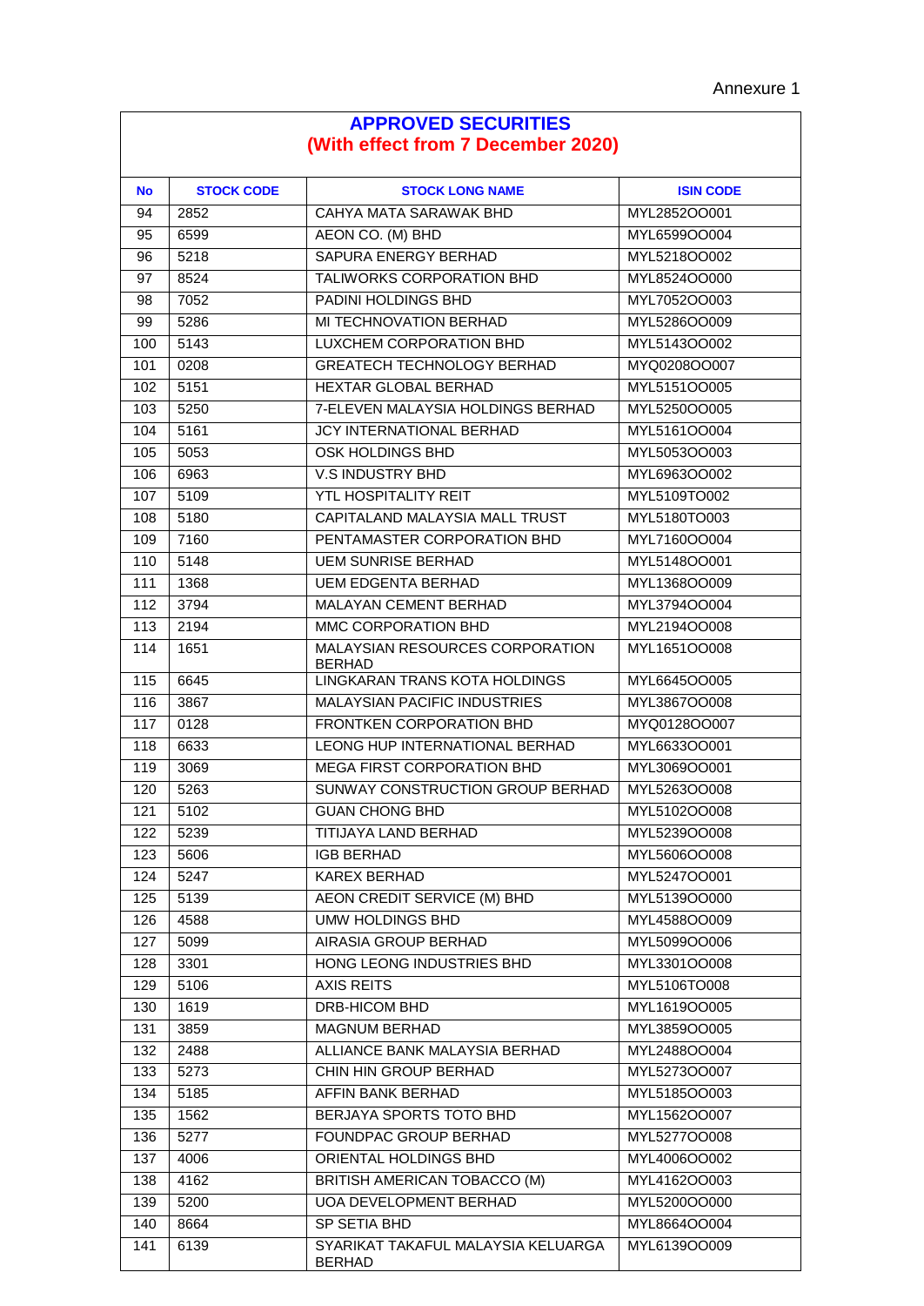Annexure 1

| APPROVED SECURITIES (With effect from 7 December 2020) | | | |
|---|---|---|---|
| **No** | **STOCK CODE** | **STOCK LONG NAME** | **ISIN CODE** |
| 94 | 2852 | CAHYA MATA SARAWAK BHD | MYL2852OO001 |
| 95 | 6599 | AEON CO. (M) BHD | MYL6599OO004 |
| 96 | 5218 | SAPURA ENERGY BERHAD | MYL5218OO002 |
| 97 | 8524 | TALIWORKS CORPORATION BHD | MYL8524OO000 |
| 98 | 7052 | PADINI HOLDINGS BHD | MYL7052OO003 |
| 99 | 5286 | MI TECHNOVATION BERHAD | MYL5286OO009 |
| 100 | 5143 | LUXCHEM CORPORATION BHD | MYL5143OO002 |
| 101 | 0208 | GREATECH TECHNOLOGY BERHAD | MYQ0208OO007 |
| 102 | 5151 | HEXTAR GLOBAL BERHAD | MYL5151OO005 |
| 103 | 5250 | 7-ELEVEN MALAYSIA HOLDINGS BERHAD | MYL5250OO005 |
| 104 | 5161 | JCY INTERNATIONAL BERHAD | MYL5161OO004 |
| 105 | 5053 | OSK HOLDINGS BHD | MYL5053OO003 |
| 106 | 6963 | V.S INDUSTRY BHD | MYL6963OO002 |
| 107 | 5109 | YTL HOSPITALITY REIT | MYL5109TO002 |
| 108 | 5180 | CAPITALAND MALAYSIA MALL TRUST | MYL5180TO003 |
| 109 | 7160 | PENTAMASTER CORPORATION BHD | MYL7160OO004 |
| 110 | 5148 | UEM SUNRISE BERHAD | MYL5148OO001 |
| 111 | 1368 | UEM EDGENTA BERHAD | MYL1368OO009 |
| 112 | 3794 | MALAYAN CEMENT BERHAD | MYL3794OO004 |
| 113 | 2194 | MMC CORPORATION BHD | MYL2194OO008 |
| 114 | 1651 | MALAYSIAN RESOURCES CORPORATION BERHAD | MYL1651OO008 |
| 115 | 6645 | LINGKARAN TRANS KOTA HOLDINGS | MYL6645OO005 |
| 116 | 3867 | MALAYSIAN PACIFIC INDUSTRIES | MYL3867OO008 |
| 117 | 0128 | FRONTKEN CORPORATION BHD | MYQ0128OO007 |
| 118 | 6633 | LEONG HUP INTERNATIONAL BERHAD | MYL6633OO001 |
| 119 | 3069 | MEGA FIRST CORPORATION BHD | MYL3069OO001 |
| 120 | 5263 | SUNWAY CONSTRUCTION GROUP BERHAD | MYL5263OO008 |
| 121 | 5102 | GUAN CHONG BHD | MYL5102OO008 |
| 122 | 5239 | TITIJAYA LAND BERHAD | MYL5239OO008 |
| 123 | 5606 | IGB BERHAD | MYL5606OO008 |
| 124 | 5247 | KAREX BERHAD | MYL5247OO001 |
| 125 | 5139 | AEON CREDIT SERVICE (M) BHD | MYL5139OO000 |
| 126 | 4588 | UMW HOLDINGS BHD | MYL4588OO009 |
| 127 | 5099 | AIRASIA GROUP BERHAD | MYL5099OO006 |
| 128 | 3301 | HONG LEONG INDUSTRIES BHD | MYL3301OO008 |
| 129 | 5106 | AXIS REITS | MYL5106TO008 |
| 130 | 1619 | DRB-HICOM BHD | MYL1619OO005 |
| 131 | 3859 | MAGNUM BERHAD | MYL3859OO005 |
| 132 | 2488 | ALLIANCE BANK MALAYSIA BERHAD | MYL2488OO004 |
| 133 | 5273 | CHIN HIN GROUP BERHAD | MYL5273OO007 |
| 134 | 5185 | AFFIN BANK BERHAD | MYL5185OO003 |
| 135 | 1562 | BERJAYA SPORTS TOTO BHD | MYL1562OO007 |
| 136 | 5277 | FOUNDPAC GROUP BERHAD | MYL5277OO008 |
| 137 | 4006 | ORIENTAL HOLDINGS BHD | MYL4006OO002 |
| 138 | 4162 | BRITISH AMERICAN TOBACCO (M) | MYL4162OO003 |
| 139 | 5200 | UOA DEVELOPMENT BERHAD | MYL5200OO000 |
| 140 | 8664 | SP SETIA BHD | MYL8664OO004 |
| 141 | 6139 | SYARIKAT TAKAFUL MALAYSIA KELUARGA BERHAD | MYL6139OO009 |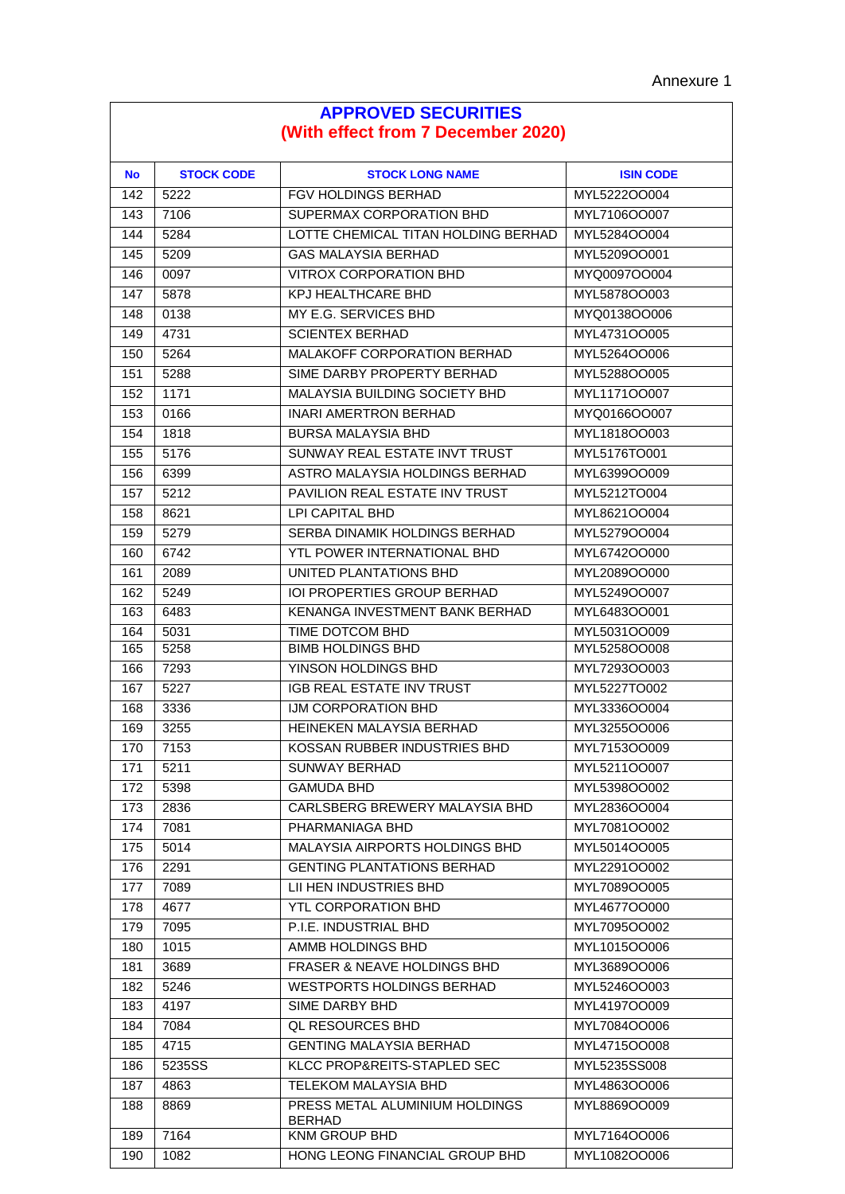Annexure 1

## APPROVED SECURITIES
## (With effect from 7 December 2020)

| No | STOCK CODE | STOCK LONG NAME | ISIN CODE |
|---|---|---|---|
| 142 | 5222 | FGV HOLDINGS BERHAD | MYL5222OO004 |
| 143 | 7106 | SUPERMAX CORPORATION BHD | MYL7106OO007 |
| 144 | 5284 | LOTTE CHEMICAL TITAN HOLDING BERHAD | MYL5284OO004 |
| 145 | 5209 | GAS MALAYSIA BERHAD | MYL5209OO001 |
| 146 | 0097 | VITROX CORPORATION BHD | MYQ0097OO004 |
| 147 | 5878 | KPJ HEALTHCARE BHD | MYL5878OO003 |
| 148 | 0138 | MY E.G. SERVICES BHD | MYQ0138OO006 |
| 149 | 4731 | SCIENTEX BERHAD | MYL4731OO005 |
| 150 | 5264 | MALAKOFF CORPORATION BERHAD | MYL5264OO006 |
| 151 | 5288 | SIME DARBY PROPERTY BERHAD | MYL5288OO005 |
| 152 | 1171 | MALAYSIA BUILDING SOCIETY BHD | MYL1171OO007 |
| 153 | 0166 | INARI AMERTRON BERHAD | MYQ0166OO007 |
| 154 | 1818 | BURSA MALAYSIA BHD | MYL1818OO003 |
| 155 | 5176 | SUNWAY REAL ESTATE INVT TRUST | MYL5176TO001 |
| 156 | 6399 | ASTRO MALAYSIA HOLDINGS BERHAD | MYL6399OO009 |
| 157 | 5212 | PAVILION REAL ESTATE INV TRUST | MYL5212TO004 |
| 158 | 8621 | LPI CAPITAL BHD | MYL8621OO004 |
| 159 | 5279 | SERBA DINAMIK HOLDINGS BERHAD | MYL5279OO004 |
| 160 | 6742 | YTL POWER INTERNATIONAL BHD | MYL6742OO000 |
| 161 | 2089 | UNITED PLANTATIONS BHD | MYL2089OO000 |
| 162 | 5249 | IOI PROPERTIES GROUP BERHAD | MYL5249OO007 |
| 163 | 6483 | KENANGA INVESTMENT BANK BERHAD | MYL6483OO001 |
| 164 | 5031 | TIME DOTCOM BHD | MYL5031OO009 |
| 165 | 5258 | BIMB HOLDINGS BHD | MYL5258OO008 |
| 166 | 7293 | YINSON HOLDINGS BHD | MYL7293OO003 |
| 167 | 5227 | IGB REAL ESTATE INV TRUST | MYL5227TO002 |
| 168 | 3336 | IJM CORPORATION BHD | MYL3336OO004 |
| 169 | 3255 | HEINEKEN MALAYSIA BERHAD | MYL3255OO006 |
| 170 | 7153 | KOSSAN RUBBER INDUSTRIES BHD | MYL7153OO009 |
| 171 | 5211 | SUNWAY BERHAD | MYL5211OO007 |
| 172 | 5398 | GAMUDA BHD | MYL5398OO002 |
| 173 | 2836 | CARLSBERG BREWERY MALAYSIA BHD | MYL2836OO004 |
| 174 | 7081 | PHARMANIAGA BHD | MYL7081OO002 |
| 175 | 5014 | MALAYSIA AIRPORTS HOLDINGS BHD | MYL5014OO005 |
| 176 | 2291 | GENTING PLANTATIONS BERHAD | MYL2291OO002 |
| 177 | 7089 | LII HEN INDUSTRIES BHD | MYL7089OO005 |
| 178 | 4677 | YTL CORPORATION BHD | MYL4677OO000 |
| 179 | 7095 | P.I.E. INDUSTRIAL BHD | MYL7095OO002 |
| 180 | 1015 | AMMB HOLDINGS BHD | MYL1015OO006 |
| 181 | 3689 | FRASER & NEAVE HOLDINGS BHD | MYL3689OO006 |
| 182 | 5246 | WESTPORTS HOLDINGS BERHAD | MYL5246OO003 |
| 183 | 4197 | SIME DARBY BHD | MYL4197OO009 |
| 184 | 7084 | QL RESOURCES BHD | MYL7084OO006 |
| 185 | 4715 | GENTING MALAYSIA BERHAD | MYL4715OO008 |
| 186 | 5235SS | KLCC PROP&REITS-STAPLED SEC | MYL5235SS008 |
| 187 | 4863 | TELEKOM MALAYSIA BHD | MYL4863OO006 |
| 188 | 8869 | PRESS METAL ALUMINIUM HOLDINGS BERHAD | MYL8869OO009 |
| 189 | 7164 | KNM GROUP BHD | MYL7164OO006 |
| 190 | 1082 | HONG LEONG FINANCIAL GROUP BHD | MYL1082OO006 |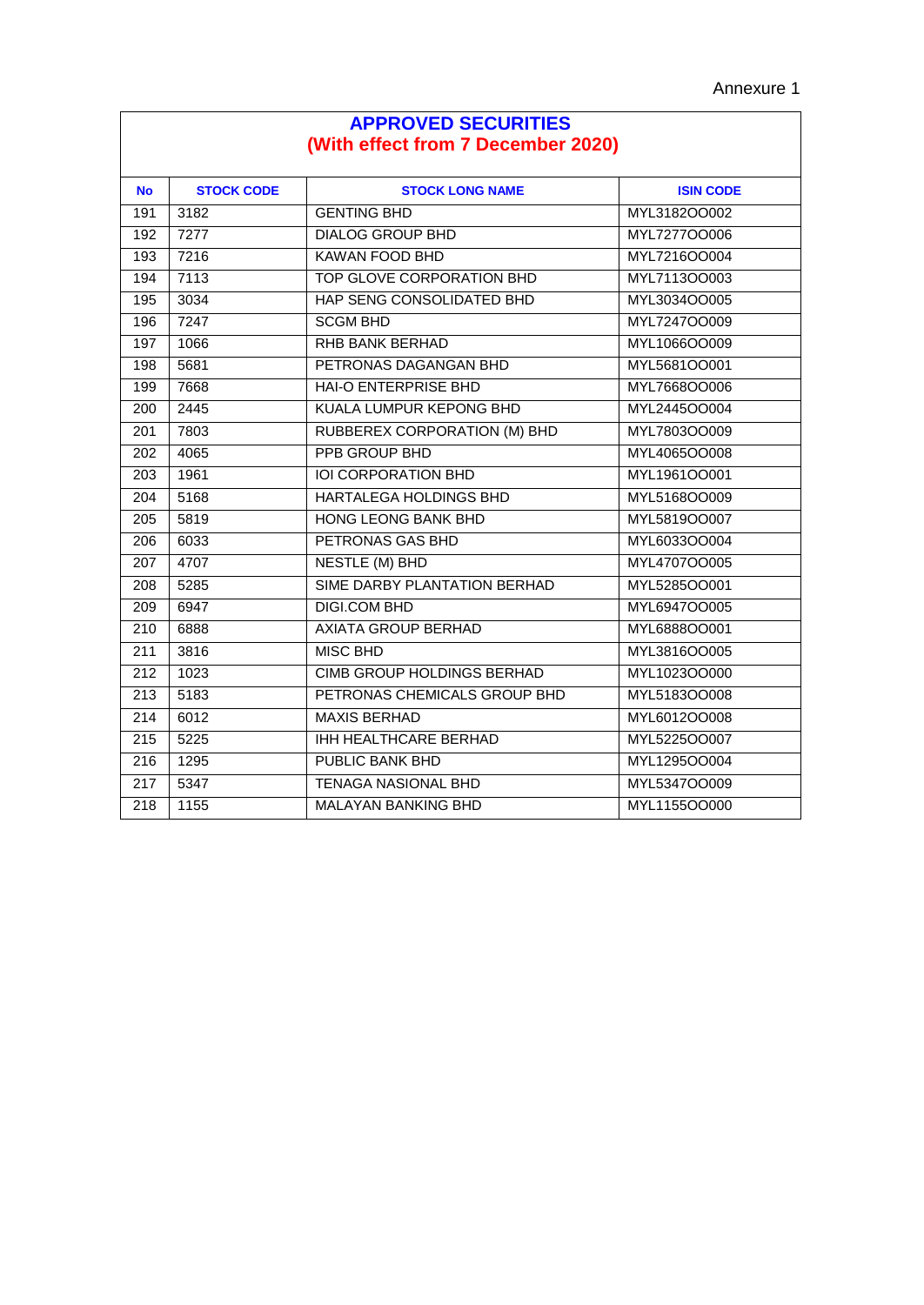Annexure 1

## APPROVED SECURITIES
## (With effect from 7 December 2020)

| No | STOCK CODE | STOCK LONG NAME | ISIN CODE |
|---|---|---|---|
| 191 | 3182 | GENTING BHD | MYL3182OO002 |
| 192 | 7277 | DIALOG GROUP BHD | MYL7277OO006 |
| 193 | 7216 | KAWAN FOOD BHD | MYL7216OO004 |
| 194 | 7113 | TOP GLOVE CORPORATION BHD | MYL7113OO003 |
| 195 | 3034 | HAP SENG CONSOLIDATED BHD | MYL3034OO005 |
| 196 | 7247 | SCGM BHD | MYL7247OO009 |
| 197 | 1066 | RHB BANK BERHAD | MYL1066OO009 |
| 198 | 5681 | PETRONAS DAGANGAN BHD | MYL5681OO001 |
| 199 | 7668 | HAI-O ENTERPRISE BHD | MYL7668OO006 |
| 200 | 2445 | KUALA LUMPUR KEPONG BHD | MYL2445OO004 |
| 201 | 7803 | RUBBEREX CORPORATION (M) BHD | MYL7803OO009 |
| 202 | 4065 | PPB GROUP BHD | MYL4065OO008 |
| 203 | 1961 | IOI CORPORATION BHD | MYL1961OO001 |
| 204 | 5168 | HARTALEGA HOLDINGS BHD | MYL5168OO009 |
| 205 | 5819 | HONG LEONG BANK BHD | MYL5819OO007 |
| 206 | 6033 | PETRONAS GAS BHD | MYL6033OO004 |
| 207 | 4707 | NESTLE (M) BHD | MYL4707OO005 |
| 208 | 5285 | SIME DARBY PLANTATION BERHAD | MYL5285OO001 |
| 209 | 6947 | DIGI.COM BHD | MYL6947OO005 |
| 210 | 6888 | AXIATA GROUP BERHAD | MYL6888OO001 |
| 211 | 3816 | MISC BHD | MYL3816OO005 |
| 212 | 1023 | CIMB GROUP HOLDINGS BERHAD | MYL1023OO000 |
| 213 | 5183 | PETRONAS CHEMICALS GROUP BHD | MYL5183OO008 |
| 214 | 6012 | MAXIS BERHAD | MYL6012OO008 |
| 215 | 5225 | IHH HEALTHCARE BERHAD | MYL5225OO007 |
| 216 | 1295 | PUBLIC BANK BHD | MYL1295OO004 |
| 217 | 5347 | TENAGA NASIONAL BHD | MYL5347OO009 |
| 218 | 1155 | MALAYAN BANKING BHD | MYL1155OO000 |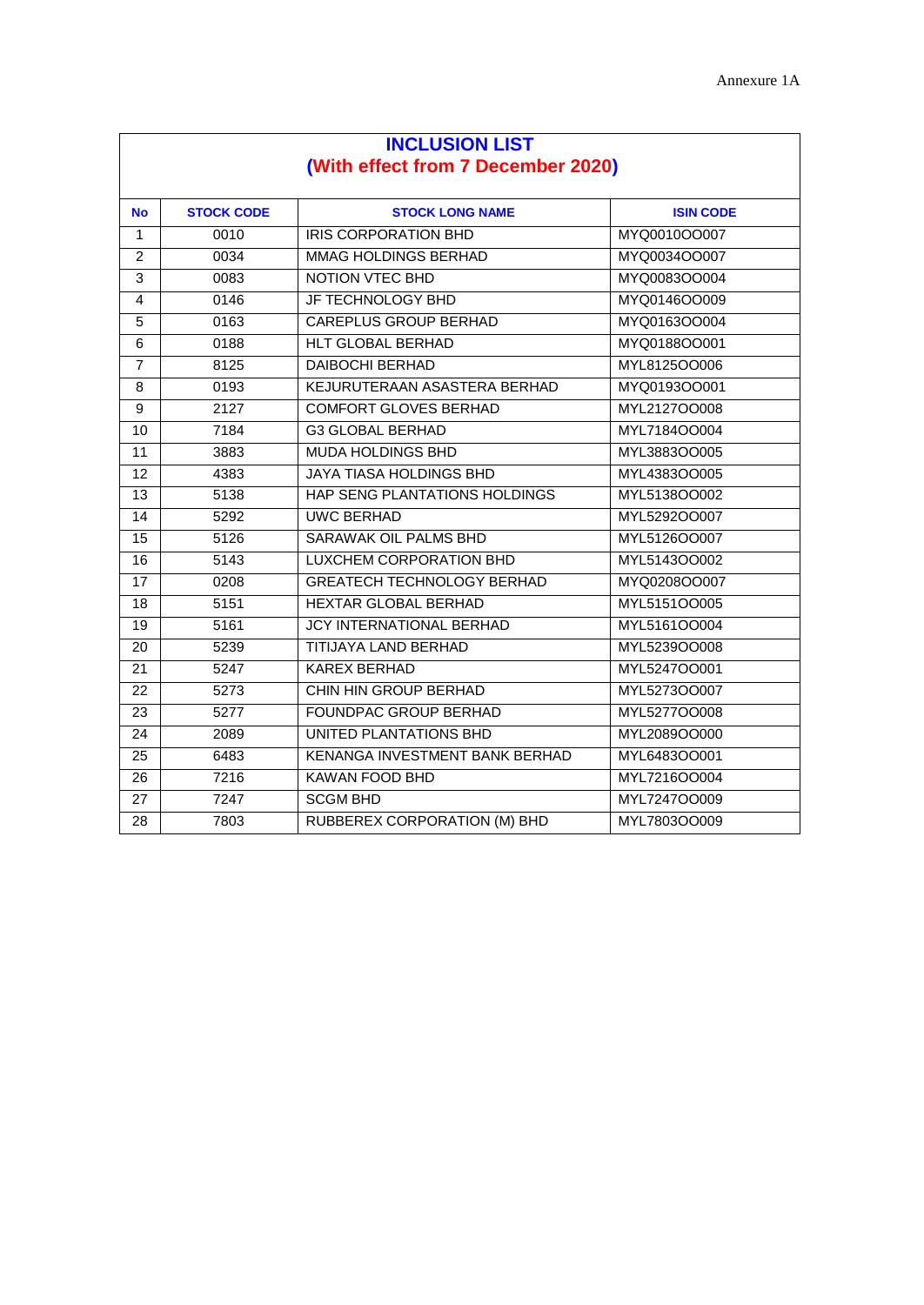Annexure 1A

# INCLUSION LIST

## (With effect from 7 December 2020)

| No | STOCK CODE | STOCK LONG NAME | ISIN CODE |
|---|---|---|---|
| 1 | 0010 | IRIS CORPORATION BHD | MYQ0010OO007 |
| 2 | 0034 | MMAG HOLDINGS BERHAD | MYQ0034OO007 |
| 3 | 0083 | NOTION VTEC BHD | MYQ0083OO004 |
| 4 | 0146 | JF TECHNOLOGY BHD | MYQ0146OO009 |
| 5 | 0163 | CAREPLUS GROUP BERHAD | MYQ0163OO004 |
| 6 | 0188 | HLT GLOBAL BERHAD | MYQ0188OO001 |
| 7 | 8125 | DAIBOCHI BERHAD | MYL8125OO006 |
| 8 | 0193 | KEJURUTERAAN ASASTERA BERHAD | MYQ0193OO001 |
| 9 | 2127 | COMFORT GLOVES BERHAD | MYL2127OO008 |
| 10 | 7184 | G3 GLOBAL BERHAD | MYL7184OO004 |
| 11 | 3883 | MUDA HOLDINGS BHD | MYL3883OO005 |
| 12 | 4383 | JAYA TIASA HOLDINGS BHD | MYL4383OO005 |
| 13 | 5138 | HAP SENG PLANTATIONS HOLDINGS | MYL5138OO002 |
| 14 | 5292 | UWC BERHAD | MYL5292OO007 |
| 15 | 5126 | SARAWAK OIL PALMS BHD | MYL5126OO007 |
| 16 | 5143 | LUXCHEM CORPORATION BHD | MYL5143OO002 |
| 17 | 0208 | GREATECH TECHNOLOGY BERHAD | MYQ0208OO007 |
| 18 | 5151 | HEXTAR GLOBAL BERHAD | MYL5151OO005 |
| 19 | 5161 | JCY INTERNATIONAL BERHAD | MYL5161OO004 |
| 20 | 5239 | TITIJAYA LAND BERHAD | MYL5239OO008 |
| 21 | 5247 | KAREX BERHAD | MYL5247OO001 |
| 22 | 5273 | CHIN HIN GROUP BERHAD | MYL5273OO007 |
| 23 | 5277 | FOUNDPAC GROUP BERHAD | MYL5277OO008 |
| 24 | 2089 | UNITED PLANTATIONS BHD | MYL2089OO000 |
| 25 | 6483 | KENANGA INVESTMENT BANK BERHAD | MYL6483OO001 |
| 26 | 7216 | KAWAN FOOD BHD | MYL7216OO004 |
| 27 | 7247 | SCGM BHD | MYL7247OO009 |
| 28 | 7803 | RUBBEREX CORPORATION (M) BHD | MYL7803OO009 |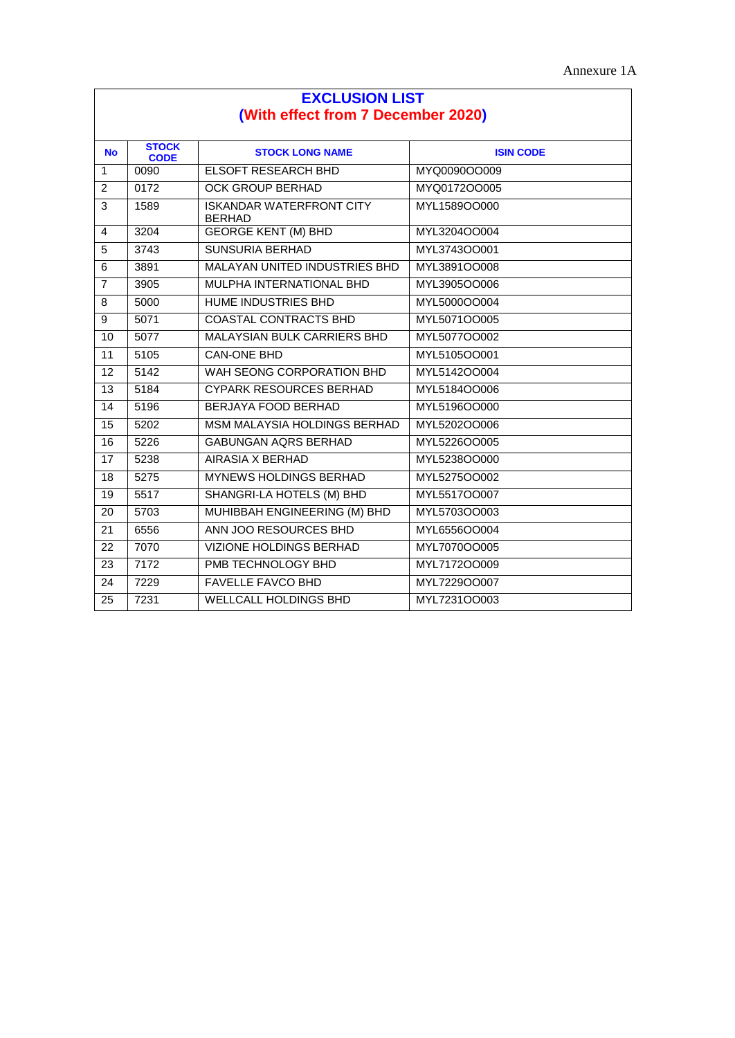Annexure 1A

# EXCLUSION LIST
## (With effect from 7 December 2020)

| No | STOCK CODE | STOCK LONG NAME | ISIN CODE |
|---|---|---|---|
| 1 | 0090 | ELSOFT RESEARCH BHD | MYQ0090OO009 |
| 2 | 0172 | OCK GROUP BERHAD | MYQ0172OO005 |
| 3 | 1589 | ISKANDAR WATERFRONT CITY BERHAD | MYL1589OO000 |
| 4 | 3204 | GEORGE KENT (M) BHD | MYL3204OO004 |
| 5 | 3743 | SUNSURIA BERHAD | MYL3743OO001 |
| 6 | 3891 | MALAYAN UNITED INDUSTRIES BHD | MYL3891OO008 |
| 7 | 3905 | MULPHA INTERNATIONAL BHD | MYL3905OO006 |
| 8 | 5000 | HUME INDUSTRIES BHD | MYL5000OO004 |
| 9 | 5071 | COASTAL CONTRACTS BHD | MYL5071OO005 |
| 10 | 5077 | MALAYSIAN BULK CARRIERS BHD | MYL5077OO002 |
| 11 | 5105 | CAN-ONE BHD | MYL5105OO001 |
| 12 | 5142 | WAH SEONG CORPORATION BHD | MYL5142OO004 |
| 13 | 5184 | CYPARK RESOURCES BERHAD | MYL5184OO006 |
| 14 | 5196 | BERJAYA FOOD BERHAD | MYL5196OO000 |
| 15 | 5202 | MSM MALAYSIA HOLDINGS BERHAD | MYL5202OO006 |
| 16 | 5226 | GABUNGAN AQRS BERHAD | MYL5226OO005 |
| 17 | 5238 | AIRASIA X BERHAD | MYL5238OO000 |
| 18 | 5275 | MYNEWS HOLDINGS BERHAD | MYL5275OO002 |
| 19 | 5517 | SHANGRI-LA HOTELS (M) BHD | MYL5517OO007 |
| 20 | 5703 | MUHIBBAH ENGINEERING (M) BHD | MYL5703OO003 |
| 21 | 6556 | ANN JOO RESOURCES BHD | MYL6556OO004 |
| 22 | 7070 | VIZIONE HOLDINGS BERHAD | MYL7070OO005 |
| 23 | 7172 | PMB TECHNOLOGY BHD | MYL7172OO009 |
| 24 | 7229 | FAVELLE FAVCO BHD | MYL7229OO007 |
| 25 | 7231 | WELLCALL HOLDINGS BHD | MYL7231OO003 |